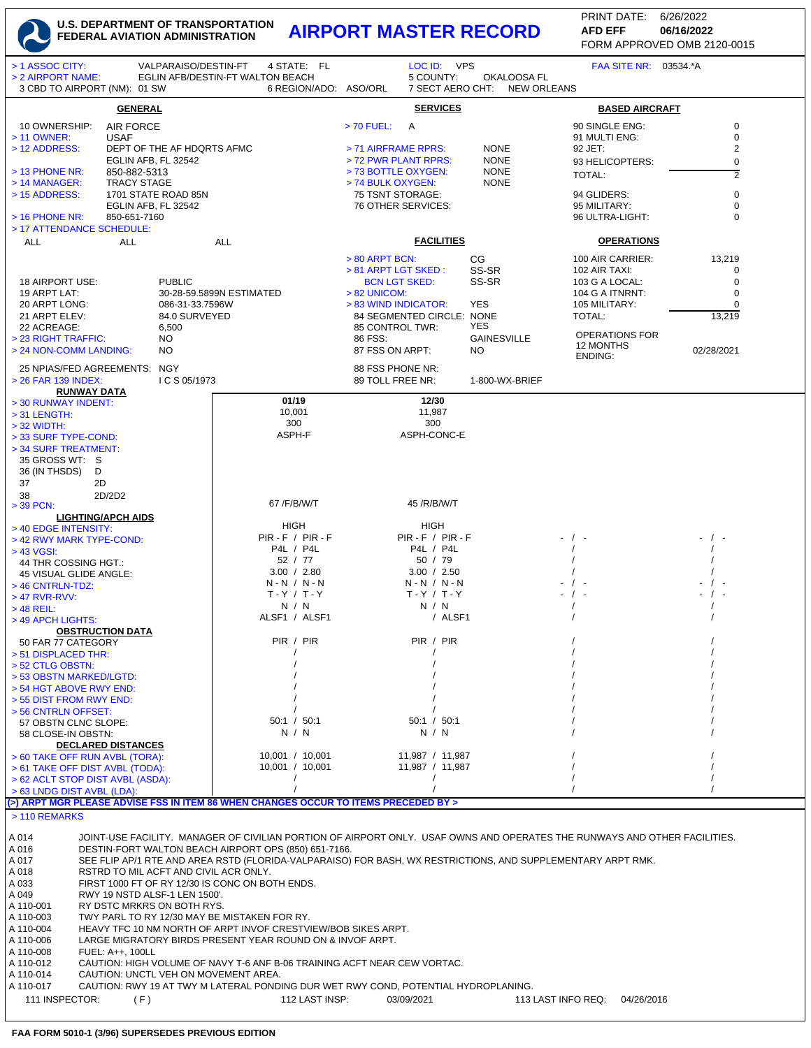# U.S. DEPARTMENT OF TRANSPORTATION FEDERAL AVIATION ADMINISTRATION

# AIRPORT MASTER RECORD

PRINT DATE: 6/26/2022
AFD EFF 06/16/2022
FORM APPROVED OMB 2120-0015

> 1 ASSOC CITY: VALPARAISO/DESTIN-FT 4 STATE: FL LOC ID: VPS FAA SITE NR: 03534.*A
> 2 AIRPORT NAME: EGLIN AFB/DESTIN-FT WALTON BEACH 5 COUNTY: OKALOOSA FL
3 CBD TO AIRPORT (NM): 01 SW 6 REGION/ADO: ASO/ORL 7 SECT AERO CHT: NEW ORLEANS

## GENERAL

10 OWNERSHIP: AIR FORCE
> 11 OWNER: USAF
> 12 ADDRESS: DEPT OF THE AF HDQRTS AFMC
EGLIN AFB, FL 32542
> 13 PHONE NR: 850-882-5313
> 14 MANAGER: TRACY STAGE
> 15 ADDRESS: 1701 STATE ROAD 85N
EGLIN AFB, FL 32542
> 16 PHONE NR: 850-651-7160
> 17 ATTENDANCE SCHEDULE:
ALL ALL ALL

18 AIRPORT USE: PUBLIC
19 ARPT LAT: 30-28-59.5899N ESTIMATED
20 ARPT LONG: 086-31-33.7596W
21 ARPT ELEV: 84.0 SURVEYED
22 ACREAGE: 6,500
> 23 RIGHT TRAFFIC: NO
> 24 NON-COMM LANDING: NO
25 NPIAS/FED AGREEMENTS: NGY
> 26 FAR 139 INDEX: I C S 05/1973

## SERVICES

> 70 FUEL: A
> 71 AIRFRAME RPRS: NONE
> 72 PWR PLANT RPRS: NONE
> 73 BOTTLE OXYGEN: NONE
> 74 BULK OXYGEN: NONE
75 TSNT STORAGE:
76 OTHER SERVICES:

## FACILITIES

> 80 ARPT BCN: CG
> 81 ARPT LGT SKED: SS-SR
BCN LGT SKED: SS-SR
> 82 UNICOM:
> 83 WIND INDICATOR: YES
84 SEGMENTED CIRCLE: NONE
85 CONTROL TWR: YES
86 FSS: GAINESVILLE
87 FSS ON ARPT: NO
88 FSS PHONE NR:
89 TOLL FREE NR: 1-800-WX-BRIEF

## BASED AIRCRAFT

| | |
|---|---|
| 90 SINGLE ENG: | 0 |
| 91 MULTI ENG: | 0 |
| 92 JET: | 2 |
| 93 HELICOPTERS: | 0 |
| TOTAL: | 2 |
| 94 GLIDERS: | 0 |
| 95 MILITARY: | 0 |
| 96 ULTRA-LIGHT: | 0 |

## OPERATIONS

| | |
|---|---|
| 100 AIR CARRIER: | 13,219 |
| 102 AIR TAXI: | 0 |
| 103 G A LOCAL: | 0 |
| 104 G A ITNRNT: | 0 |
| 105 MILITARY: | 0 |
| TOTAL: | 13,219 |
| OPERATIONS FOR 12 MONTHS ENDING: | 02/28/2021 |

## RUNWAY DATA

| | | | | |
|---|---|---|---|---|
| > 30 RUNWAY INDENT: | 01/19 | 12/30 | | |
| > 31 LENGTH: | 10,001 | 11,987 | | |
| > 32 WIDTH: | 300 | 300 | | |
| > 33 SURF TYPE-COND: | ASPH-F | ASPH-CONC-E | | |
| > 34 SURF TREATMENT: | | | | |
| 35 GROSS WT: S | | | | |
| 36 (IN THSDS) D | | | | |
| 37 2D | | | | |
| 38 2D/2D2 | | | | |
| > 39 PCN: | 67 /F/B/W/T | 45 /R/B/W/T | | |
| **LIGHTING/APCH AIDS** | | | | |
| > 40 EDGE INTENSITY: | HIGH | HIGH | | |
| > 42 RWY MARK TYPE-COND: | PIR - F / PIR - F | PIR - F / PIR - F | - / - | - / - |
| > 43 VGSI: | P4L / P4L | P4L / P4L | / | / |
| 44 THR COSSING HGT.: | 52 / 77 | 50 / 79 | / | / |
| 45 VISUAL GLIDE ANGLE: | 3.00 / 2.80 | 3.00 / 2.50 | / | / |
| > 46 CNTRLN-TDZ: | N - N / N - N | N - N / N - N | - / - | - / - |
| > 47 RVR-RVV: | T - Y / T - Y | T - Y / T - Y | - / - | - / - |
| > 48 REIL: | N / N | N / N | / | / |
| > 49 APCH LIGHTS: | ALSF1 / ALSF1 | / ALSF1 | / | / |
| **OBSTRUCTION DATA** | | | | |
| 50 FAR 77 CATEGORY | PIR / PIR | PIR / PIR | / | / |
| > 51 DISPLACED THR: | / | / | / | / |
| > 52 CTLG OBSTN: | / | / | / | / |
| > 53 OBSTN MARKED/LGTD: | / | / | / | / |
| > 54 HGT ABOVE RWY END: | / | / | / | / |
| > 55 DIST FROM RWY END: | / | / | / | / |
| > 56 CNTRLN OFFSET: | / | / | / | / |
| 57 OBSTN CLNC SLOPE: | 50:1 / 50:1 | 50:1 / 50:1 | / | / |
| 58 CLOSE-IN OBSTN: | N / N | N / N | / | / |
| **DECLARED DISTANCES** | | | | |
| > 60 TAKE OFF RUN AVBL (TORA): | 10,001 / 10,001 | 11,987 / 11,987 | / | / |
| > 61 TAKE OFF DIST AVBL (TODA): | 10,001 / 10,001 | 11,987 / 11,987 | / | / |
| > 62 ACLT STOP DIST AVBL (ASDA): | / | / | / | / |
| > 63 LNDG DIST AVBL (LDA): | / | / | / | / |

(>) ARPT MGR PLEASE ADVISE FSS IN ITEM 86 WHEN CHANGES OCCUR TO ITEMS PRECEDED BY >

## > 110 REMARKS

| | |
|---|---|
| A 014 | JOINT-USE FACILITY. MANAGER OF CIVILIAN PORTION OF AIRPORT ONLY. USAF OWNS AND OPERATES THE RUNWAYS AND OTHER FACILITIES. |
| A 016 | DESTIN-FORT WALTON BEACH AIRPORT OPS (850) 651-7166. |
| A 017 | SEE FLIP AP/1 RTE AND AREA RSTD (FLORIDA-VALPARAISO) FOR BASH, WX RESTRICTIONS, AND SUPPLEMENTARY ARPT RMK. |
| A 018 | RSTRD TO MIL ACFT AND CIVIL ACR ONLY. |
| A 033 | FIRST 1000 FT OF RY 12/30 IS CONC ON BOTH ENDS. |
| A 049 | RWY 19 NSTD ALSF-1 LEN 1500'. |
| A 110-001 | RY DSTC MRKRS ON BOTH RYS. |
| A 110-003 | TWY PARL TO RY 12/30 MAY BE MISTAKEN FOR RY. |
| A 110-004 | HEAVY TFC 10 NM NORTH OF ARPT INVOF CRESTVIEW/BOB SIKES ARPT. |
| A 110-006 | LARGE MIGRATORY BIRDS PRESENT YEAR ROUND ON & INVOF ARPT. |
| A 110-008 | FUEL: A++, 100LL |
| A 110-012 | CAUTION: HIGH VOLUME OF NAVY T-6 ANF B-06 TRAINING ACFT NEAR CEW VORTAC. |
| A 110-014 | CAUTION: UNCTL VEH ON MOVEMENT AREA. |
| A 110-017 | CAUTION: RWY 19 AT TWY M LATERAL PONDING DUR WET RWY COND, POTENTIAL HYDROPLANING. |

111 INSPECTOR: (F) 112 LAST INSP: 03/09/2021 113 LAST INFO REQ: 04/26/2016

FAA FORM 5010-1 (3/96) SUPERSEDES PREVIOUS EDITION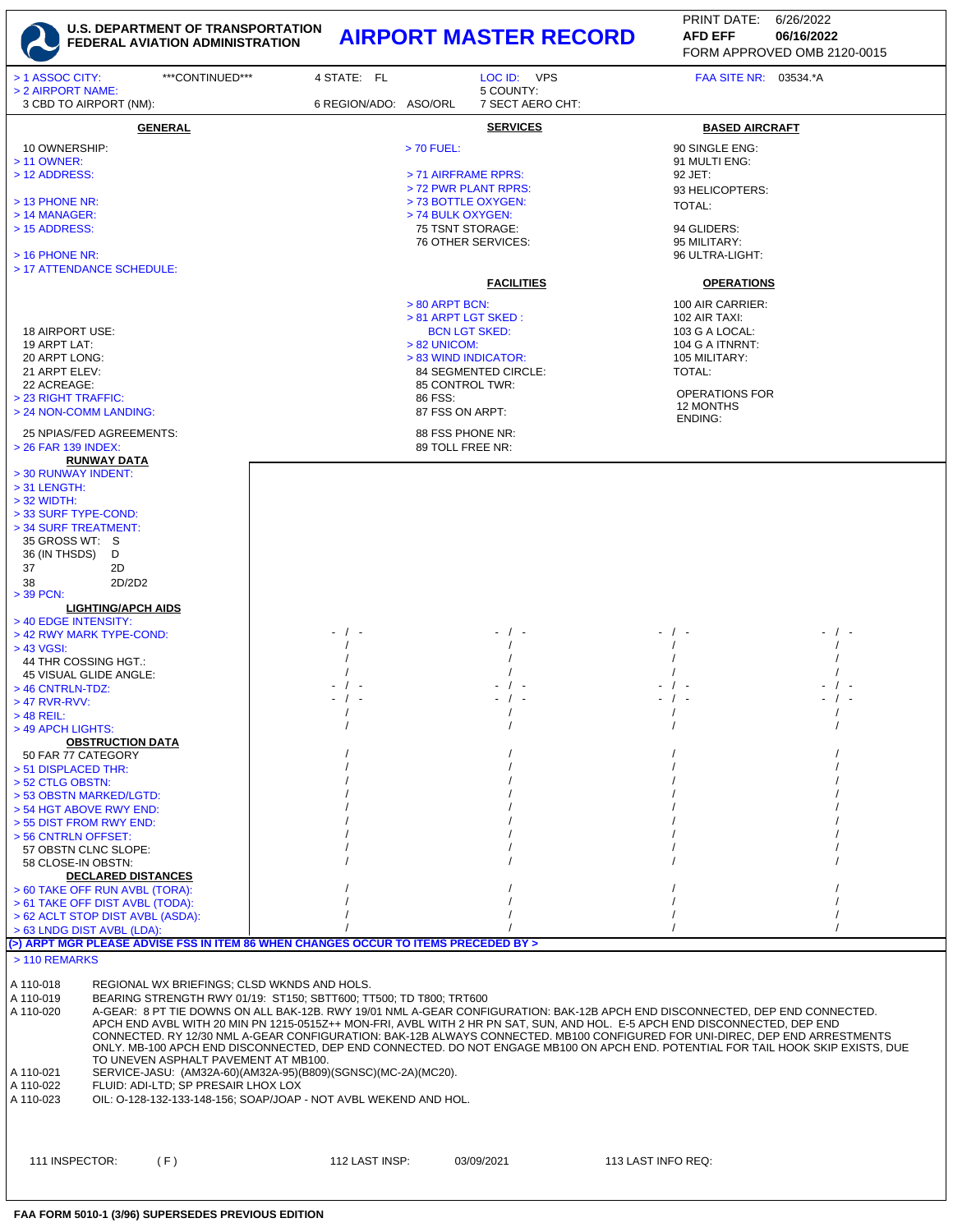# U.S. DEPARTMENT OF TRANSPORTATION FEDERAL AVIATION ADMINISTRATION

# AIRPORT MASTER RECORD

PRINT DATE: 6/26/2022
AFD EFF **06/16/2022**
FORM APPROVED OMB 2120-0015

> 1 ASSOC CITY: ***CONTINUED*** 4 STATE: FL LOC ID: VPS FAA SITE NR: 03534.*A
> 2 AIRPORT NAME: 5 COUNTY:
3 CBD TO AIRPORT (NM): 6 REGION/ADO: ASO/ORL 7 SECT AERO CHT:

## GENERAL

10 OWNERSHIP:
> 11 OWNER:
> 12 ADDRESS:
> 13 PHONE NR:
> 14 MANAGER:
> 15 ADDRESS:
> 16 PHONE NR:
> 17 ATTENDANCE SCHEDULE:

18 AIRPORT USE:
19 ARPT LAT:
20 ARPT LONG:
21 ARPT ELEV:
22 ACREAGE:
> 23 RIGHT TRAFFIC:
> 24 NON-COMM LANDING:
25 NPIAS/FED AGREEMENTS:
> 26 FAR 139 INDEX:

## SERVICES

> 70 FUEL:
> 71 AIRFRAME RPRS:
> 72 PWR PLANT RPRS:
> 73 BOTTLE OXYGEN:
> 74 BULK OXYGEN:
75 TSNT STORAGE:
76 OTHER SERVICES:

## FACILITIES

> 80 ARPT BCN:
> 81 ARPT LGT SKED :
BCN LGT SKED:
> 82 UNICOM:
> 83 WIND INDICATOR:
84 SEGMENTED CIRCLE:
85 CONTROL TWR:
86 FSS:
87 FSS ON ARPT:
88 FSS PHONE NR:
89 TOLL FREE NR:

## BASED AIRCRAFT

90 SINGLE ENG:
91 MULTI ENG:
92 JET:
93 HELICOPTERS:
TOTAL:
94 GLIDERS:
95 MILITARY:
96 ULTRA-LIGHT:

## OPERATIONS

100 AIR CARRIER:
102 AIR TAXI:
103 G A LOCAL:
104 G A ITNRNT:
105 MILITARY:
TOTAL:

OPERATIONS FOR 12 MONTHS ENDING:

## RUNWAY DATA

> 30 RUNWAY INDENT:
> 31 LENGTH:
> 32 WIDTH:
> 33 SURF TYPE-COND:
> 34 SURF TREATMENT:
35 GROSS WT: S
36 (IN THSDS) D
37 2D
38 2D/2D2
> 39 PCN:

## LIGHTING/APCH AIDS

| | | | | |
|---|---|---|---|---|
| > 40 EDGE INTENSITY: | - / - | - / - | - / - | - / - |
| > 42 RWY MARK TYPE-COND: | / | / | / | / |
| > 43 VGSI: | / | / | / | / |
| 44 THR COSSING HGT.: | / | / | / | / |
| 45 VISUAL GLIDE ANGLE: | - / - | - / - | - / - | - / - |
| > 46 CNTRLN-TDZ: | - / - | - / - | - / - | - / - |
| > 47 RVR-RVV: | / | / | / | / |
| > 48 REIL: | / | / | / | / |
| > 49 APCH LIGHTS: | | | | |

## OBSTRUCTION DATA

| | | | | |
|---|---|---|---|---|
| 50 FAR 77 CATEGORY | / | / | / | / |
| > 51 DISPLACED THR: | / | / | / | / |
| > 52 CTLG OBSTN: | / | / | / | / |
| > 53 OBSTN MARKED/LGTD: | / | / | / | / |
| > 54 HGT ABOVE RWY END: | / | / | / | / |
| > 55 DIST FROM RWY END: | / | / | / | / |
| > 56 CNTRLN OFFSET: | / | / | / | / |
| 57 OBSTN CLNC SLOPE: | / | / | / | / |
| 58 CLOSE-IN OBSTN: | / | / | / | / |

## DECLARED DISTANCES

| | | | | |
|---|---|---|---|---|
| > 60 TAKE OFF RUN AVBL (TORA): | / | / | / | / |
| > 61 TAKE OFF DIST AVBL (TODA): | / | / | / | / |
| > 62 ACLT STOP DIST AVBL (ASDA): | / | / | / | / |
| > 63 LNDG DIST AVBL (LDA): | / | / | / | / |

(>) ARPT MGR PLEASE ADVISE FSS IN ITEM 86 WHEN CHANGES OCCUR TO ITEMS PRECEDED BY >

## > 110 REMARKS

A 110-018 REGIONAL WX BRIEFINGS; CLSD WKNDS AND HOLS.

A 110-019 BEARING STRENGTH RWY 01/19: ST150; SBTT600; TT500; TD T800; TRT600

A 110-020 A-GEAR: 8 PT TIE DOWNS ON ALL BAK-12B. RWY 19/01 NML A-GEAR CONFIGURATION: BAK-12B APCH END DISCONNECTED, DEP END CONNECTED. APCH END AVBL WITH 20 MIN PN 1215-0515Z++ MON-FRI, AVBL WITH 2 HR PN SAT, SUN, AND HOL. E-5 APCH END DISCONNECTED, DEP END CONNECTED. RY 12/30 NML A-GEAR CONFIGURATION: BAK-12B ALWAYS CONNECTED. MB100 CONFIGURED FOR UNI-DIREC, DEP END ARRESTMENTS ONLY. MB-100 APCH END DISCONNECTED, DEP END CONNECTED. DO NOT ENGAGE MB100 ON APCH END. POTENTIAL FOR TAIL HOOK SKIP EXISTS, DUE TO UNEVEN ASPHALT PAVEMENT AT MB100.

A 110-021 SERVICE-JASU: (AM32A-60)(AM32A-95)(B809)(SGNSC)(MC-2A)(MC20).

A 110-022 FLUID: ADI-LTD; SP PRESAIR LHOX LOX

A 110-023 OIL: O-128-132-133-148-156; SOAP/JOAP - NOT AVBL WEKEND AND HOL.

111 INSPECTOR: ( F ) 112 LAST INSP: 03/09/2021 113 LAST INFO REQ:

FAA FORM 5010-1 (3/96) SUPERSEDES PREVIOUS EDITION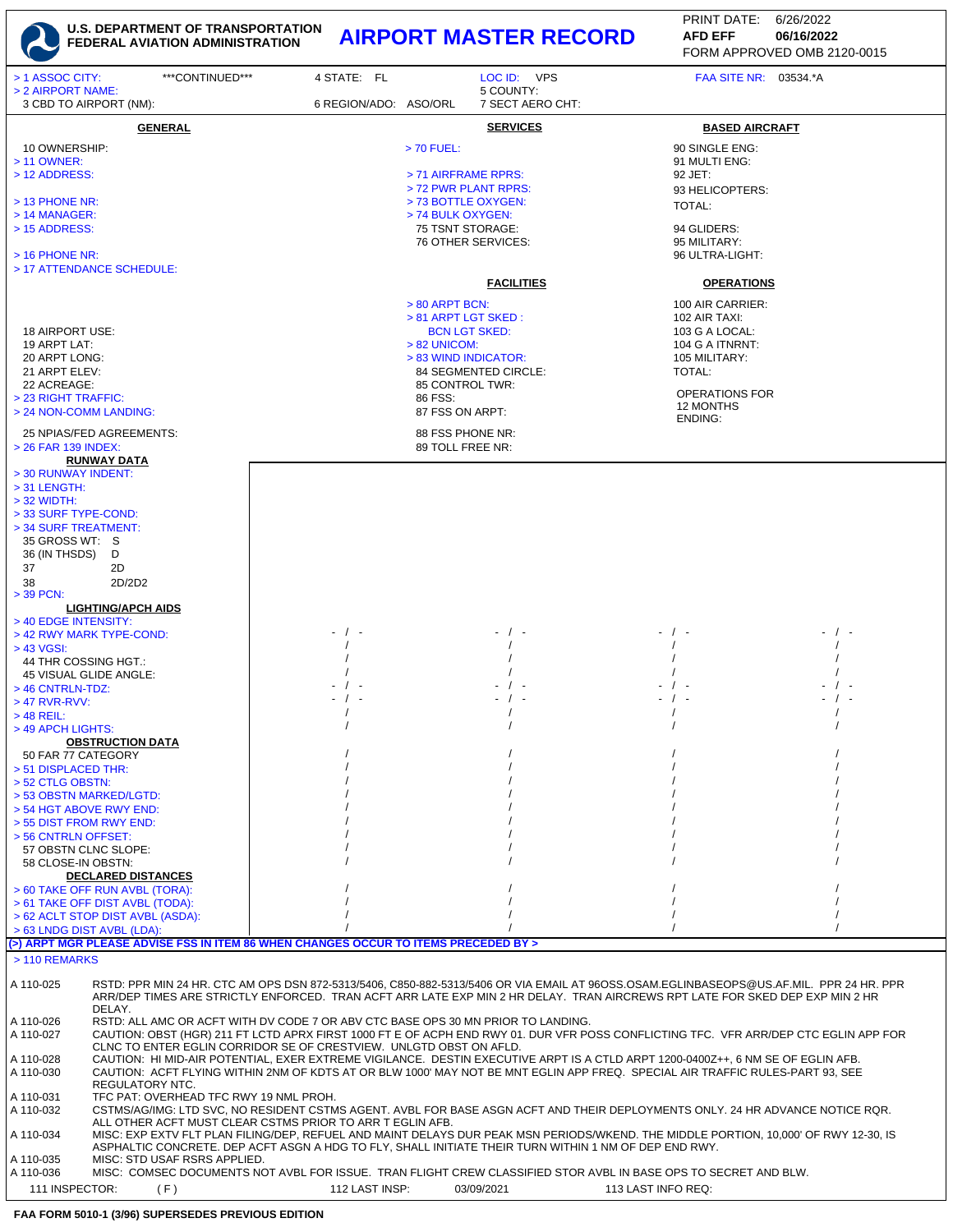# AIRPORT MASTER RECORD

U.S. DEPARTMENT OF TRANSPORTATION
FEDERAL AVIATION ADMINISTRATION

PRINT DATE: 6/26/2022
AFD EFF **06/16/2022**
FORM APPROVED OMB 2120-0015

> 1 ASSOC CITY: ***CONTINUED*** 4 STATE: FL LOC ID: VPS FAA SITE NR: 03534.*A
> 2 AIRPORT NAME: 5 COUNTY:
3 CBD TO AIRPORT (NM): 6 REGION/ADO: ASO/ORL 7 SECT AERO CHT:

## GENERAL

10 OWNERSHIP:
> 11 OWNER:
> 12 ADDRESS:
> 13 PHONE NR:
> 14 MANAGER:
> 15 ADDRESS:
> 16 PHONE NR:
> 17 ATTENDANCE SCHEDULE:

18 AIRPORT USE:
19 ARPT LAT:
20 ARPT LONG:
21 ARPT ELEV:
22 ACREAGE:
> 23 RIGHT TRAFFIC:
> 24 NON-COMM LANDING:
25 NPIAS/FED AGREEMENTS:
> 26 FAR 139 INDEX:

## SERVICES

> 70 FUEL:
> 71 AIRFRAME RPRS:
> 72 PWR PLANT RPRS:
> 73 BOTTLE OXYGEN:
> 74 BULK OXYGEN:
75 TSNT STORAGE:
76 OTHER SERVICES:

## FACILITIES

> 80 ARPT BCN:
> 81 ARPT LGT SKED :
BCN LGT SKED:
> 82 UNICOM:
> 83 WIND INDICATOR:
84 SEGMENTED CIRCLE:
85 CONTROL TWR:
86 FSS:
87 FSS ON ARPT:
88 FSS PHONE NR:
89 TOLL FREE NR:

## BASED AIRCRAFT

90 SINGLE ENG:
91 MULTI ENG:
92 JET:
93 HELICOPTERS:
TOTAL:
94 GLIDERS:
95 MILITARY:
96 ULTRA-LIGHT:

## OPERATIONS

100 AIR CARRIER:
102 AIR TAXI:
103 G A LOCAL:
104 G A ITNRNT:
105 MILITARY:
TOTAL:

OPERATIONS FOR 12 MONTHS ENDING:

## RUNWAY DATA

| | | | | |
|---|---|---|---|---|
| > 30 RUNWAY INDENT: | | | | |
| > 31 LENGTH: | | | | |
| > 32 WIDTH: | | | | |
| > 33 SURF TYPE-COND: | | | | |
| > 34 SURF TREATMENT: | | | | |
| 35 GROSS WT: S | | | | |
| 36 (IN THSDS) D | | | | |
| 37 2D | | | | |
| 38 2D/2D2 | | | | |
| > 39 PCN: | | | | |
| **LIGHTING/APCH AIDS** | | | | |
| > 40 EDGE INTENSITY: | | | | |
| > 42 RWY MARK TYPE-COND: | - / - | - / - | - / - | - / - |
| > 43 VGSI: | / | / | / | / |
| 44 THR COSSING HGT.: | / | / | / | / |
| 45 VISUAL GLIDE ANGLE: | / | / | / | / |
| > 46 CNTRLN-TDZ: | - / - | - / - | - / - | - / - |
| > 47 RVR-RVV: | - / - | - / - | - / - | - / - |
| > 48 REIL: | / | / | / | / |
| > 49 APCH LIGHTS: | / | / | / | / |
| **OBSTRUCTION DATA** | | | | |
| 50 FAR 77 CATEGORY | / | / | / | / |
| > 51 DISPLACED THR: | / | / | / | / |
| > 52 CTLG OBSTN: | / | / | / | / |
| > 53 OBSTN MARKED/LGTD: | / | / | / | / |
| > 54 HGT ABOVE RWY END: | / | / | / | / |
| > 55 DIST FROM RWY END: | / | / | / | / |
| > 56 CNTRLN OFFSET: | / | / | / | / |
| 57 OBSTN CLNC SLOPE: | / | / | / | / |
| 58 CLOSE-IN OBSTN: | / | / | / | / |
| **DECLARED DISTANCES** | | | | |
| > 60 TAKE OFF RUN AVBL (TORA): | / | / | / | / |
| > 61 TAKE OFF DIST AVBL (TODA): | / | / | / | / |
| > 62 ACLT STOP DIST AVBL (ASDA): | / | / | / | / |
| > 63 LNDG DIST AVBL (LDA): | / | / | / | / |

(>) ARPT MGR PLEASE ADVISE FSS IN ITEM 86 WHEN CHANGES OCCUR TO ITEMS PRECEDED BY >

## > 110 REMARKS

| | |
|---|---|
| A 110-025 | RSTD: PPR MIN 24 HR. CTC AM OPS DSN 872-5313/5406, C850-882-5313/5406 OR VIA EMAIL AT 96OSS.OSAM.EGLINBASEOPS@US.AF.MIL. PPR 24 HR. PPR ARR/DEP TIMES ARE STRICTLY ENFORCED. TRAN ACFT ARR LATE EXP MIN 2 HR DELAY. TRAN AIRCREWS RPT LATE FOR SKED DEP EXP MIN 2 HR DELAY. |
| A 110-026 | RSTD: ALL AMC OR ACFT WITH DV CODE 7 OR ABV CTC BASE OPS 30 MN PRIOR TO LANDING. |
| A 110-027 | CAUTION: OBST (HGR) 211 FT LCTD APRX FIRST 1000 FT E OF ACPH END RWY 01. DUR VFR POSS CONFLICTING TFC. VFR ARR/DEP CTC EGLIN APP FOR CLNC TO ENTER EGLIN CORRIDOR SE OF CRESTVIEW. UNLGTD OBST ON AFLD. |
| A 110-028 | CAUTION: HI MID-AIR POTENTIAL, EXER EXTREME VIGILANCE. DESTIN EXECUTIVE ARPT IS A CTLD ARPT 1200-0400Z++, 6 NM SE OF EGLIN AFB. |
| A 110-030 | CAUTION: ACFT FLYING WITHIN 2NM OF KDTS AT OR BLW 1000' MAY NOT BE MNT EGLIN APP FREQ. SPECIAL AIR TRAFFIC RULES-PART 93, SEE REGULATORY NTC. |
| A 110-031 | TFC PAT: OVERHEAD TFC RWY 19 NML PROH. |
| A 110-032 | CSTMS/AG/IMG: LTD SVC, NO RESIDENT CSTMS AGENT. AVBL FOR BASE ASGN ACFT AND THEIR DEPLOYMENTS ONLY. 24 HR ADVANCE NOTICE RQR. ALL OTHER ACFT MUST CLEAR CSTMS PRIOR TO ARR T EGLIN AFB. |
| A 110-034 | MISC: EXP EXTV FLT PLAN FILING/DEP, REFUEL AND MAINT DELAYS DUR PEAK MSN PERIODS/WKEND. THE MIDDLE PORTION, 10,000' OF RWY 12-30, IS ASPHALTIC CONCRETE. DEP ACFT ASGN A HDG TO FLY, SHALL INITIATE THEIR TURN WITHIN 1 NM OF DEP END RWY. |
| A 110-035 | MISC: STD USAF RSRS APPLIED. |
| A 110-036 | MISC: COMSEC DOCUMENTS NOT AVBL FOR ISSUE. TRAN FLIGHT CREW CLASSIFIED STOR AVBL IN BASE OPS TO SECRET AND BLW. |

111 INSPECTOR: (F) 112 LAST INSP: 03/09/2021 113 LAST INFO REQ:

FAA FORM 5010-1 (3/96) SUPERSEDES PREVIOUS EDITION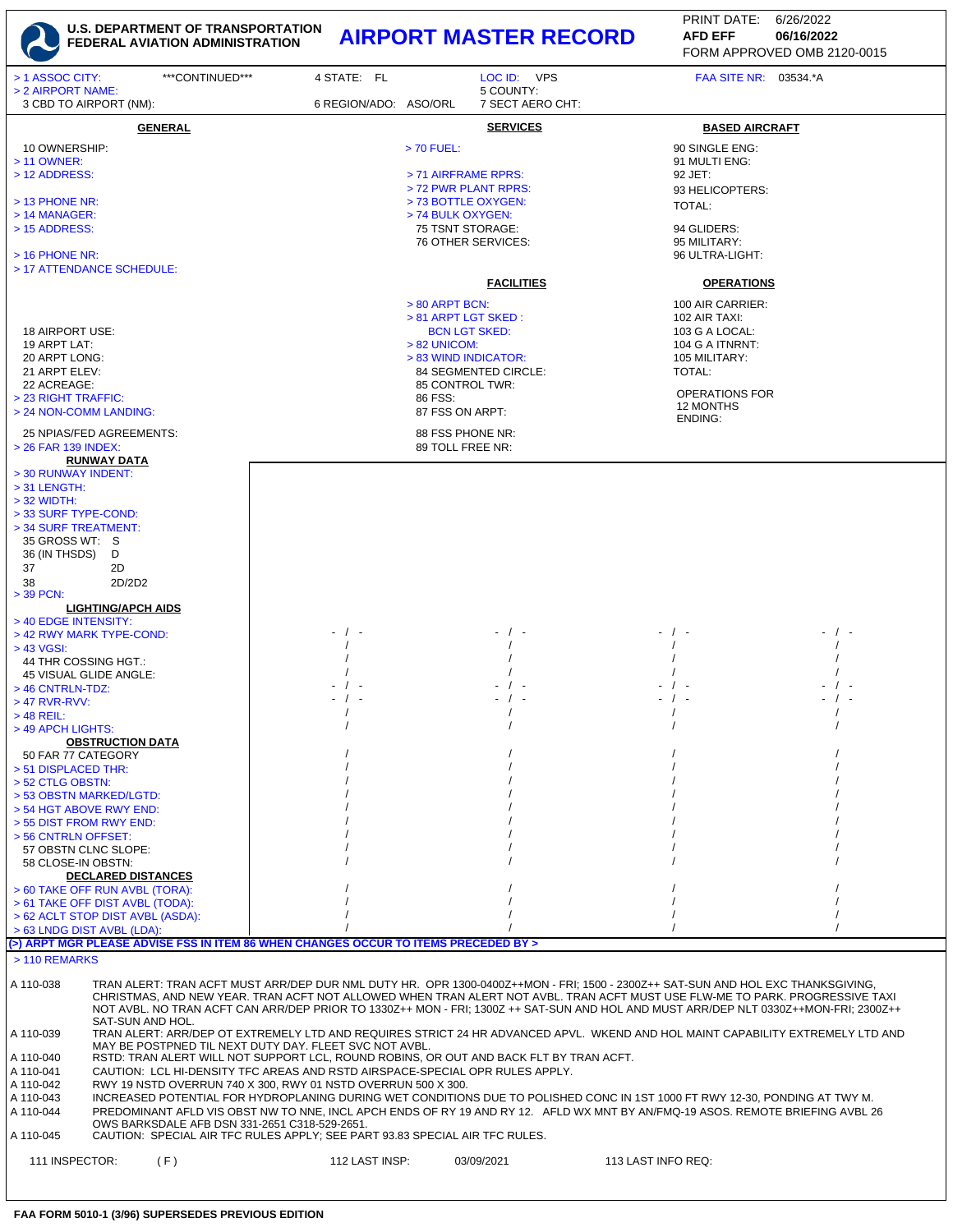**U.S. DEPARTMENT OF TRANSPORTATION**
**FEDERAL AVIATION ADMINISTRATION**

# AIRPORT MASTER RECORD

PRINT DATE: 6/26/2022
**AFD EFF** **06/16/2022**
FORM APPROVED OMB 2120-0015

> 1 ASSOC CITY: ***CONTINUED*** 4 STATE: FL LOC ID: VPS FAA SITE NR: 03534.*A
> 2 AIRPORT NAME: 5 COUNTY:
3 CBD TO AIRPORT (NM): 6 REGION/ADO: ASO/ORL 7 SECT AERO CHT:

| **GENERAL** | **SERVICES** | **BASED AIRCRAFT** |
|---|---|---|
| 10 OWNERSHIP: | > 70 FUEL: | 90 SINGLE ENG: |
| > 11 OWNER: | | 91 MULTI ENG: |
| > 12 ADDRESS: | > 71 AIRFRAME RPRS: | 92 JET: |
| | > 72 PWR PLANT RPRS: | 93 HELICOPTERS: |
| > 13 PHONE NR: | > 73 BOTTLE OXYGEN: | TOTAL: |
| > 14 MANAGER: | > 74 BULK OXYGEN: | |
| > 15 ADDRESS: | 75 TSNT STORAGE: | 94 GLIDERS: |
| | 76 OTHER SERVICES: | 95 MILITARY: |
| > 16 PHONE NR: | | 96 ULTRA-LIGHT: |
| > 17 ATTENDANCE SCHEDULE: | | |

| | **FACILITIES** | **OPERATIONS** |
|---|---|---|
| | > 80 ARPT BCN: | 100 AIR CARRIER: |
| | > 81 ARPT LGT SKED : | 102 AIR TAXI: |
| 18 AIRPORT USE: | BCN LGT SKED: | 103 G A LOCAL: |
| 19 ARPT LAT: | > 82 UNICOM: | 104 G A ITNRNT: |
| 20 ARPT LONG: | > 83 WIND INDICATOR: | 105 MILITARY: |
| 21 ARPT ELEV: | 84 SEGMENTED CIRCLE: | TOTAL: |
| 22 ACREAGE: | 85 CONTROL TWR: | |
| > 23 RIGHT TRAFFIC: | 86 FSS: | OPERATIONS FOR 12 MONTHS ENDING: |
| > 24 NON-COMM LANDING: | 87 FSS ON ARPT: | |
| 25 NPIAS/FED AGREEMENTS: | 88 FSS PHONE NR: | |
| > 26 FAR 139 INDEX: | 89 TOLL FREE NR: | |

**RUNWAY DATA**

| | | | | |
|---|---|---|---|---|
| > 30 RUNWAY INDENT: | | | | |
| > 31 LENGTH: | | | | |
| > 32 WIDTH: | | | | |
| > 33 SURF TYPE-COND: | | | | |
| > 34 SURF TREATMENT: | | | | |
| 35 GROSS WT: S | | | | |
| 36 (IN THSDS) D | | | | |
| 37 2D | | | | |
| 38 2D/2D2 | | | | |
| > 39 PCN: | | | | |
| **LIGHTING/APCH AIDS** | | | | |
| > 40 EDGE INTENSITY: | | | | |
| > 42 RWY MARK TYPE-COND: | - / - | - / - | - / - | - / - |
| > 43 VGSI: | / | / | / | / |
| 44 THR COSSING HGT.: | / | / | / | / |
| 45 VISUAL GLIDE ANGLE: | / | / | / | / |
| > 46 CNTRLN-TDZ: | - / - | - / - | - / - | - / - |
| > 47 RVR-RVV: | - / - | - / - | - / - | - / - |
| > 48 REIL: | / | / | / | / |
| > 49 APCH LIGHTS: | / | / | / | / |
| **OBSTRUCTION DATA** | | | | |
| 50 FAR 77 CATEGORY | / | / | / | / |
| > 51 DISPLACED THR: | / | / | / | / |
| > 52 CTLG OBSTN: | / | / | / | / |
| > 53 OBSTN MARKED/LGTD: | / | / | / | / |
| > 54 HGT ABOVE RWY END: | / | / | / | / |
| > 55 DIST FROM RWY END: | / | / | / | / |
| > 56 CNTRLN OFFSET: | / | / | / | / |
| 57 OBSTN CLNC SLOPE: | / | / | / | / |
| 58 CLOSE-IN OBSTN: | / | / | / | / |
| **DECLARED DISTANCES** | | | | |
| > 60 TAKE OFF RUN AVBL (TORA): | / | / | / | / |
| > 61 TAKE OFF DIST AVBL (TODA): | / | / | / | / |
| > 62 ACLT STOP DIST AVBL (ASDA): | / | / | / | / |
| > 63 LNDG DIST AVBL (LDA): | / | / | / | / |

**(>) ARPT MGR PLEASE ADVISE FSS IN ITEM 86 WHEN CHANGES OCCUR TO ITEMS PRECEDED BY >**

> 110 REMARKS

| | |
|---|---|
| A 110-038 | TRAN ALERT: TRAN ACFT MUST ARR/DEP DUR NML DUTY HR. OPR 1300-0400Z++MON - FRI; 1500 - 2300Z++ SAT-SUN AND HOL EXC THANKSGIVING, CHRISTMAS, AND NEW YEAR. TRAN ACFT NOT ALLOWED WHEN TRAN ALERT NOT AVBL. TRAN ACFT MUST USE FLW-ME TO PARK. PROGRESSIVE TAXI NOT AVBL. NO TRAN ACFT CAN ARR/DEP PRIOR TO 1330Z++ MON - FRI; 1300Z ++ SAT-SUN AND HOL AND MUST ARR/DEP NLT 0330Z++MON-FRI; 2300Z++ SAT-SUN AND HOL. |
| A 110-039 | TRAN ALERT: ARR/DEP OT EXTREMELY LTD AND REQUIRES STRICT 24 HR ADVANCED APVL. WKEND AND HOL MAINT CAPABILITY EXTREMELY LTD AND MAY BE POSTPNED TIL NEXT DUTY DAY. FLEET SVC NOT AVBL. |
| A 110-040 | RSTD: TRAN ALERT WILL NOT SUPPORT LCL, ROUND ROBINS, OR OUT AND BACK FLT BY TRAN ACFT. |
| A 110-041 | CAUTION: LCL HI-DENSITY TFC AREAS AND RSTD AIRSPACE-SPECIAL OPR RULES APPLY. |
| A 110-042 | RWY 19 NSTD OVERRUN 740 X 300, RWY 01 NSTD OVERRUN 500 X 300. |
| A 110-043 | INCREASED POTENTIAL FOR HYDROPLANING DURING WET CONDITIONS DUE TO POLISHED CONC IN 1ST 1000 FT RWY 12-30, PONDING AT TWY M. |
| A 110-044 | PREDOMINANT AFLD VIS OBST NW TO NNE, INCL APCH ENDS OF RY 19 AND RY 12. AFLD WX MNT BY AN/FMQ-19 ASOS. REMOTE BRIEFING AVBL 26 OWS BARKSDALE AFB DSN 331-2651 C318-529-2651. |
| A 110-045 | CAUTION: SPECIAL AIR TFC RULES APPLY; SEE PART 93.83 SPECIAL AIR TFC RULES. |

111 INSPECTOR: ( F ) 112 LAST INSP: 03/09/2021 113 LAST INFO REQ:

FAA FORM 5010-1 (3/96) SUPERSEDES PREVIOUS EDITION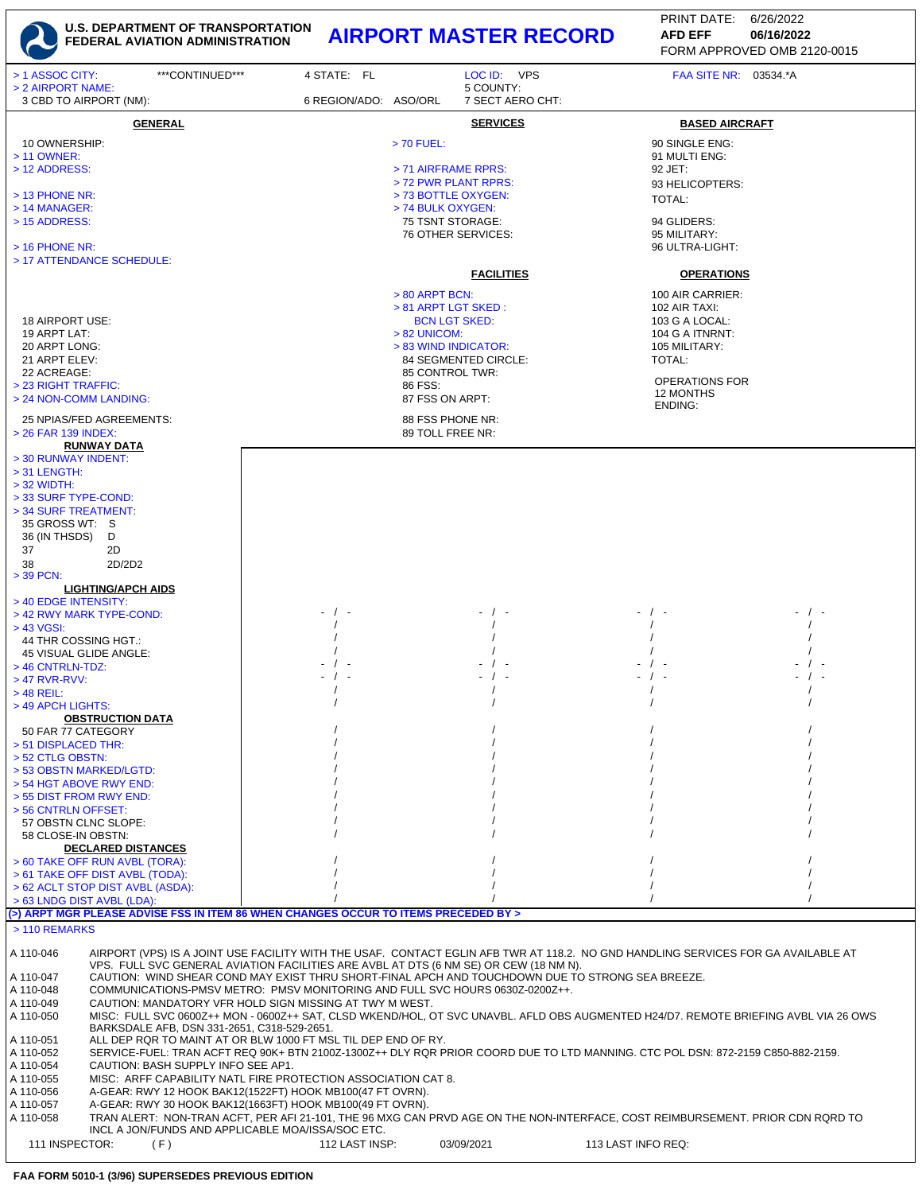# U.S. DEPARTMENT OF TRANSPORTATION FEDERAL AVIATION ADMINISTRATION

# AIRPORT MASTER RECORD

PRINT DATE: 6/26/2022
AFD EFF **06/16/2022**
FORM APPROVED OMB 2120-0015

> 1 ASSOC CITY: ***CONTINUED*** 4 STATE: FL LOC ID: VPS FAA SITE NR: 03534.*A
> 2 AIRPORT NAME: 5 COUNTY:
3 CBD TO AIRPORT (NM): 6 REGION/ADO: ASO/ORL 7 SECT AERO CHT:

## GENERAL

10 OWNERSHIP:
> 11 OWNER:
> 12 ADDRESS:
> 13 PHONE NR:
> 14 MANAGER:
> 15 ADDRESS:
> 16 PHONE NR:
> 17 ATTENDANCE SCHEDULE:

18 AIRPORT USE:
19 ARPT LAT:
20 ARPT LONG:
21 ARPT ELEV:
22 ACREAGE:
> 23 RIGHT TRAFFIC:
> 24 NON-COMM LANDING:
25 NPIAS/FED AGREEMENTS:
> 26 FAR 139 INDEX:

## SERVICES

> 70 FUEL:
> 71 AIRFRAME RPRS:
> 72 PWR PLANT RPRS:
> 73 BOTTLE OXYGEN:
> 74 BULK OXYGEN:
75 TSNT STORAGE:
76 OTHER SERVICES:

## FACILITIES

> 80 ARPT BCN:
> 81 ARPT LGT SKED :
BCN LGT SKED:
> 82 UNICOM:
> 83 WIND INDICATOR:
84 SEGMENTED CIRCLE:
85 CONTROL TWR:
86 FSS:
87 FSS ON ARPT:
88 FSS PHONE NR:
89 TOLL FREE NR:

## BASED AIRCRAFT

90 SINGLE ENG:
91 MULTI ENG:
92 JET:
93 HELICOPTERS:
TOTAL:
94 GLIDERS:
95 MILITARY:
96 ULTRA-LIGHT:

## OPERATIONS

100 AIR CARRIER:
102 AIR TAXI:
103 G A LOCAL:
104 G A ITNRNT:
105 MILITARY:
TOTAL:
OPERATIONS FOR 12 MONTHS ENDING:

## RUNWAY DATA

> 30 RUNWAY INDENT:
> 31 LENGTH:
> 32 WIDTH:
> 33 SURF TYPE-COND:
> 34 SURF TREATMENT:
35 GROSS WT: S
36 (IN THSDS) D
37 2D
38 2D/2D2
> 39 PCN:

## LIGHTING/APCH AIDS

| | | | | |
|---|---|---|---|---|
| > 40 EDGE INTENSITY: | - / - | - / - | - / - | - / - |
| > 42 RWY MARK TYPE-COND: | / | / | / | / |
| > 43 VGSI: | / | / | / | / |
| 44 THR COSSING HGT.: | / | / | / | / |
| 45 VISUAL GLIDE ANGLE: | / | / | / | / |
| > 46 CNTRLN-TDZ: | - / - | - / - | - / - | - / - |
| > 47 RVR-RVV: | - / - | - / - | - / - | - / - |
| > 48 REIL: | / | / | / | / |
| > 49 APCH LIGHTS: | / | / | / | / |

## OBSTRUCTION DATA

| | | | | |
|---|---|---|---|---|
| 50 FAR 77 CATEGORY | / | / | / | / |
| > 51 DISPLACED THR: | / | / | / | / |
| > 52 CTLG OBSTN: | / | / | / | / |
| > 53 OBSTN MARKED/LGTD: | / | / | / | / |
| > 54 HGT ABOVE RWY END: | / | / | / | / |
| > 55 DIST FROM RWY END: | / | / | / | / |
| > 56 CNTRLN OFFSET: | / | / | / | / |
| 57 OBSTN CLNC SLOPE: | / | / | / | / |
| 58 CLOSE-IN OBSTN: | / | / | / | / |

## DECLARED DISTANCES

| | | | | |
|---|---|---|---|---|
| > 60 TAKE OFF RUN AVBL (TORA): | / | / | / | / |
| > 61 TAKE OFF DIST AVBL (TODA): | / | / | / | / |
| > 62 ACLT STOP DIST AVBL (ASDA): | / | / | / | / |
| > 63 LNDG DIST AVBL (LDA): | / | / | / | / |

(>) ARPT MGR PLEASE ADVISE FSS IN ITEM 86 WHEN CHANGES OCCUR TO ITEMS PRECEDED BY >

> 110 REMARKS

| | |
|---|---|
| A 110-046 | AIRPORT (VPS) IS A JOINT USE FACILITY WITH THE USAF. CONTACT EGLIN AFB TWR AT 118.2. NO GND HANDLING SERVICES FOR GA AVAILABLE AT VPS. FULL SVC GENERAL AVIATION FACILITIES ARE AVBL AT DTS (6 NM SE) OR CEW (18 NM N). |
| A 110-047 | CAUTION: WIND SHEAR COND MAY EXIST THRU SHORT-FINAL APCH AND TOUCHDOWN DUE TO STRONG SEA BREEZE. |
| A 110-048 | COMMUNICATIONS-PMSV METRO: PMSV MONITORING AND FULL SVC HOURS 0630Z-0200Z++. |
| A 110-049 | CAUTION: MANDATORY VFR HOLD SIGN MISSING AT TWY M WEST. |
| A 110-050 | MISC: FULL SVC 0600Z++ MON - 0600Z++ SAT, CLSD WKEND/HOL, OT SVC UNAVBL. AFLD OBS AUGMENTED H24/D7. REMOTE BRIEFING AVBL VIA 26 OWS BARKSDALE AFB, DSN 331-2651, C318-529-2651. |
| A 110-051 | ALL DEP RQR TO MAINT AT OR BLW 1000 FT MSL TIL DEP END OF RY. |
| A 110-052 | SERVICE-FUEL: TRAN ACFT REQ 90K+ BTN 2100Z-1300Z++ DLY RQR PRIOR COORD DUE TO LTD MANNING. CTC POL DSN: 872-2159 C850-882-2159. |
| A 110-054 | CAUTION: BASH SUPPLY INFO SEE AP1. |
| A 110-055 | MISC: ARFF CAPABILITY NATL FIRE PROTECTION ASSOCIATION CAT 8. |
| A 110-056 | A-GEAR: RWY 12 HOOK BAK12(1522FT) HOOK MB100(47 FT OVRN). |
| A 110-057 | A-GEAR: RWY 30 HOOK BAK12(1663FT) HOOK MB100(49 FT OVRN). |
| A 110-058 | TRAN ALERT: NON-TRAN ACFT, PER AFI 21-101, THE 96 MXG CAN PRVD AGE ON THE NON-INTERFACE, COST REIMBURSEMENT. PRIOR CDN RQRD TO INCL A JON/FUNDS AND APPLICABLE MOA/ISSA/SOC ETC. |

111 INSPECTOR: ( F ) 112 LAST INSP: 03/09/2021 113 LAST INFO REQ:

FAA FORM 5010-1 (3/96) SUPERSEDES PREVIOUS EDITION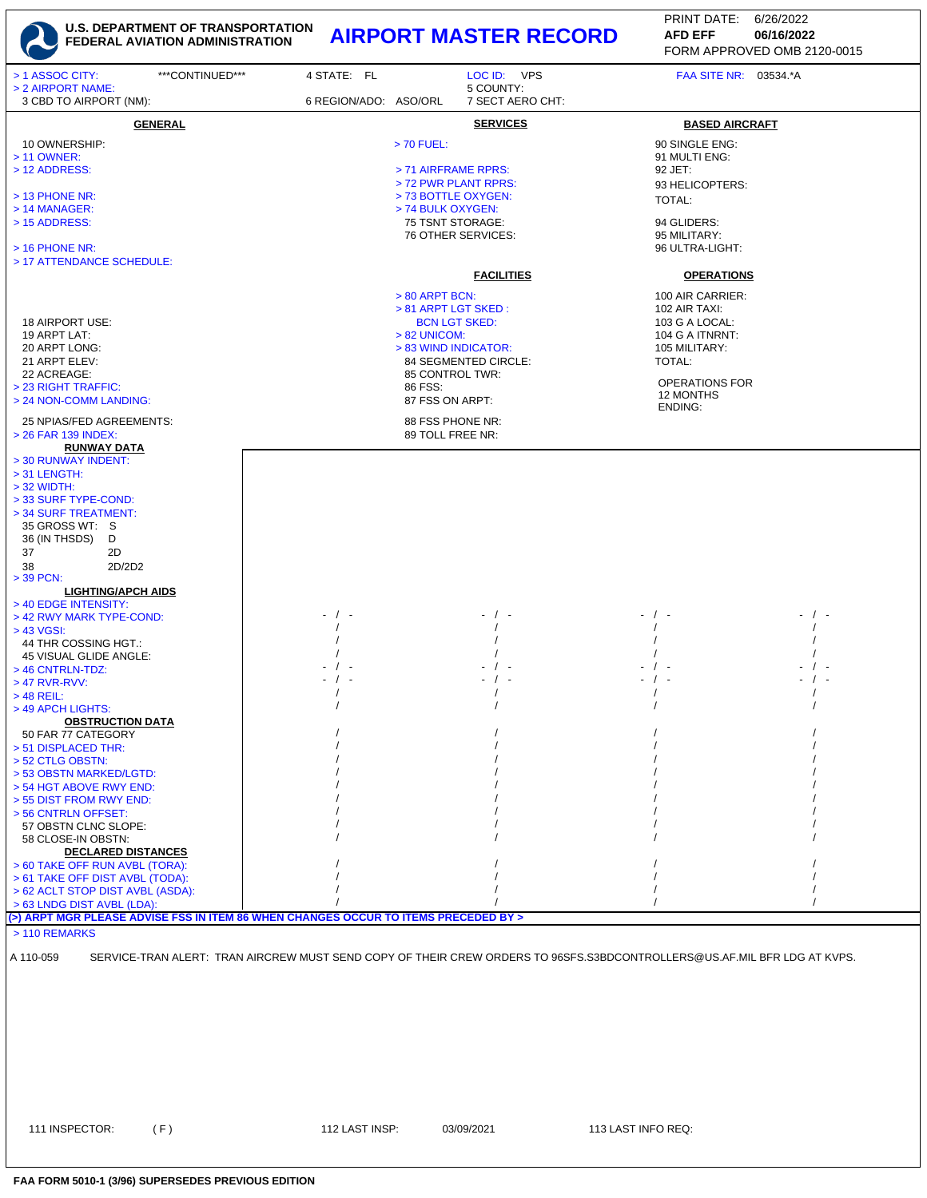**U.S. DEPARTMENT OF TRANSPORTATION**
**FEDERAL AVIATION ADMINISTRATION**

# AIRPORT MASTER RECORD

PRINT DATE: 6/26/2022
AFD EFF **06/16/2022**
FORM APPROVED OMB 2120-0015

> 1 ASSOC CITY: ***CONTINUED*** 4 STATE: FL LOC ID: VPS FAA SITE NR: 03534.*A
> 2 AIRPORT NAME: 5 COUNTY:
3 CBD TO AIRPORT (NM): 6 REGION/ADO: ASO/ORL 7 SECT AERO CHT:

## GENERAL

10 OWNERSHIP:
> 11 OWNER:
> 12 ADDRESS:
> 13 PHONE NR:
> 14 MANAGER:
> 15 ADDRESS:
> 16 PHONE NR:
> 17 ATTENDANCE SCHEDULE:

18 AIRPORT USE:
19 ARPT LAT:
20 ARPT LONG:
21 ARPT ELEV:
22 ACREAGE:
> 23 RIGHT TRAFFIC:
> 24 NON-COMM LANDING:
25 NPIAS/FED AGREEMENTS:
> 26 FAR 139 INDEX:

## SERVICES

> 70 FUEL:
> 71 AIRFRAME RPRS:
> 72 PWR PLANT RPRS:
> 73 BOTTLE OXYGEN:
> 74 BULK OXYGEN:
75 TSNT STORAGE:
76 OTHER SERVICES:

## FACILITIES

> 80 ARPT BCN:
> 81 ARPT LGT SKED:
BCN LGT SKED:
> 82 UNICOM:
> 83 WIND INDICATOR:
84 SEGMENTED CIRCLE:
85 CONTROL TWR:
86 FSS:
87 FSS ON ARPT:
88 FSS PHONE NR:
89 TOLL FREE NR:

## BASED AIRCRAFT

90 SINGLE ENG:
91 MULTI ENG:
92 JET:
93 HELICOPTERS:
TOTAL:
94 GLIDERS:
95 MILITARY:
96 ULTRA-LIGHT:

## OPERATIONS

100 AIR CARRIER:
102 AIR TAXI:
103 G A LOCAL:
104 G A ITNRNT:
105 MILITARY:
TOTAL:
OPERATIONS FOR 12 MONTHS ENDING:

## RUNWAY DATA

> 30 RUNWAY INDENT:
> 31 LENGTH:
> 32 WIDTH:
> 33 SURF TYPE-COND:
> 34 SURF TREATMENT:
35 GROSS WT: S
36 (IN THSDS) D
37 2D
38 2D/2D2
> 39 PCN:

## LIGHTING/APCH AIDS

| Item | | | | |
|---|---|---|---|---|
| > 40 EDGE INTENSITY: | - / - | - / - | - / - | - / - |
| > 42 RWY MARK TYPE-COND: | / | / | / | / |
| > 43 VGSI: | / | / | / | / |
| 44 THR COSSING HGT.: | / | / | / | / |
| 45 VISUAL GLIDE ANGLE: | - / - | - / - | - / - | - / - |
| > 46 CNTRLN-TDZ: | - / - | - / - | - / - | - / - |
| > 47 RVR-RVV: | / | / | / | / |
| > 48 REIL: | / | / | / | / |
| > 49 APCH LIGHTS: | | | | |

## OBSTRUCTION DATA

| Item | | | | |
|---|---|---|---|---|
| 50 FAR 77 CATEGORY | / | / | / | / |
| > 51 DISPLACED THR: | / | / | / | / |
| > 52 CTLG OBSTN: | / | / | / | / |
| > 53 OBSTN MARKED/LGTD: | / | / | / | / |
| > 54 HGT ABOVE RWY END: | / | / | / | / |
| > 55 DIST FROM RWY END: | / | / | / | / |
| > 56 CNTRLN OFFSET: | / | / | / | / |
| 57 OBSTN CLNC SLOPE: | / | / | / | / |
| 58 CLOSE-IN OBSTN: | / | / | / | / |

## DECLARED DISTANCES

| Item | | | | |
|---|---|---|---|---|
| > 60 TAKE OFF RUN AVBL (TORA): | / | / | / | / |
| > 61 TAKE OFF DIST AVBL (TODA): | / | / | / | / |
| > 62 ACLT STOP DIST AVBL (ASDA): | / | / | / | / |
| > 63 LNDG DIST AVBL (LDA): | / | / | / | / |

**(>) ARPT MGR PLEASE ADVISE FSS IN ITEM 86 WHEN CHANGES OCCUR TO ITEMS PRECEDED BY >**

> 110 REMARKS

A 110-059 SERVICE-TRAN ALERT: TRAN AIRCREW MUST SEND COPY OF THEIR CREW ORDERS TO 96SFS.S3BDCONTROLLERS@US.AF.MIL BFR LDG AT KVPS.

111 INSPECTOR: (F) 112 LAST INSP: 03/09/2021 113 LAST INFO REQ:

**FAA FORM 5010-1 (3/96) SUPERSEDES PREVIOUS EDITION**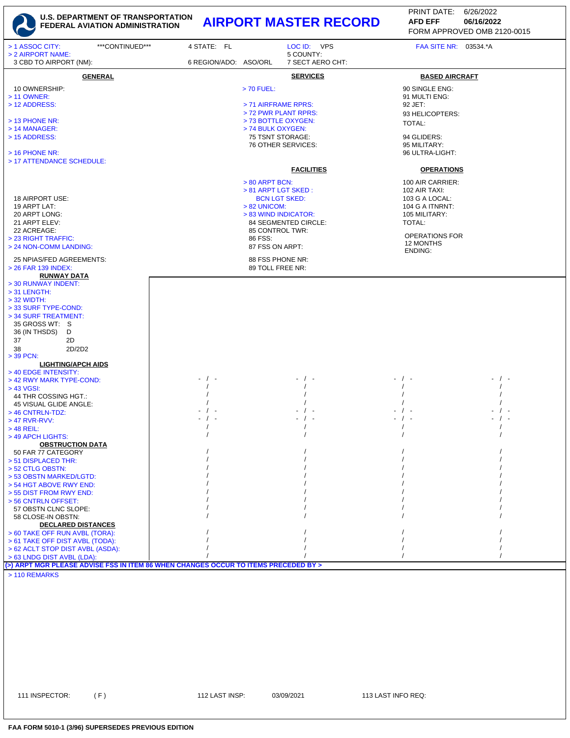U.S. DEPARTMENT OF TRANSPORTATION
FEDERAL AVIATION ADMINISTRATION

# AIRPORT MASTER RECORD

PRINT DATE: 6/26/2022
AFD EFF **06/16/2022**
FORM APPROVED OMB 2120-0015

| | | | |
|---|---|---|---|
| > 1 ASSOC CITY: ***CONTINUED*** | 4 STATE: FL | LOC ID: VPS | FAA SITE NR: 03534.*A |
| > 2 AIRPORT NAME: | | 5 COUNTY: | |
| 3 CBD TO AIRPORT (NM): | 6 REGION/ADO: ASO/ORL | 7 SECT AERO CHT: | |

## GENERAL

10 OWNERSHIP:
> 11 OWNER:
> 12 ADDRESS:
> 13 PHONE NR:
> 14 MANAGER:
> 15 ADDRESS:
> 16 PHONE NR:
> 17 ATTENDANCE SCHEDULE:

18 AIRPORT USE:
19 ARPT LAT:
20 ARPT LONG:
21 ARPT ELEV:
22 ACREAGE:
> 23 RIGHT TRAFFIC:
> 24 NON-COMM LANDING:
25 NPIAS/FED AGREEMENTS:
> 26 FAR 139 INDEX:

## SERVICES

> 70 FUEL:
> 71 AIRFRAME RPRS:
> 72 PWR PLANT RPRS:
> 73 BOTTLE OXYGEN:
> 74 BULK OXYGEN:
75 TSNT STORAGE:
76 OTHER SERVICES:

## FACILITIES

> 80 ARPT BCN:
> 81 ARPT LGT SKED :
BCN LGT SKED:
> 82 UNICOM:
> 83 WIND INDICATOR:
84 SEGMENTED CIRCLE:
85 CONTROL TWR:
86 FSS:
87 FSS ON ARPT:
88 FSS PHONE NR:
89 TOLL FREE NR:

## BASED AIRCRAFT

90 SINGLE ENG:
91 MULTI ENG:
92 JET:
93 HELICOPTERS:
TOTAL:
94 GLIDERS:
95 MILITARY:
96 ULTRA-LIGHT:

## OPERATIONS

100 AIR CARRIER:
102 AIR TAXI:
103 G A LOCAL:
104 G A ITNRNT:
105 MILITARY:
TOTAL:

OPERATIONS FOR 12 MONTHS ENDING:

| | | | | |
|---|---|---|---|---|
| **RUNWAY DATA** | | | | |
| > 30 RUNWAY INDENT: | | | | |
| > 31 LENGTH: | | | | |
| > 32 WIDTH: | | | | |
| > 33 SURF TYPE-COND: | | | | |
| > 34 SURF TREATMENT: | | | | |
| 35 GROSS WT: S | | | | |
| 36 (IN THSDS) D | | | | |
| 37 2D | | | | |
| 38 2D/2D2 | | | | |
| > 39 PCN: | | | | |
| **LIGHTING/APCH AIDS** | | | | |
| > 40 EDGE INTENSITY: | | | | |
| > 42 RWY MARK TYPE-COND: | - / - | - / - | - / - | - / - |
| > 43 VGSI: | / | / | / | / |
| 44 THR COSSING HGT.: | / | / | / | / |
| 45 VISUAL GLIDE ANGLE: | / | / | / | / |
| > 46 CNTRLN-TDZ: | - / - | - / - | - / - | - / - |
| > 47 RVR-RVV: | - / - | - / - | - / - | - / - |
| > 48 REIL: | / | / | / | / |
| > 49 APCH LIGHTS: | / | / | / | / |
| **OBSTRUCTION DATA** | | | | |
| 50 FAR 77 CATEGORY | / | / | / | / |
| > 51 DISPLACED THR: | / | / | / | / |
| > 52 CTLG OBSTN: | / | / | / | / |
| > 53 OBSTN MARKED/LGTD: | / | / | / | / |
| > 54 HGT ABOVE RWY END: | / | / | / | / |
| > 55 DIST FROM RWY END: | / | / | / | / |
| > 56 CNTRLN OFFSET: | / | / | / | / |
| 57 OBSTN CLNC SLOPE: | / | / | / | / |
| 58 CLOSE-IN OBSTN: | / | / | / | / |
| **DECLARED DISTANCES** | | | | |
| > 60 TAKE OFF RUN AVBL (TORA): | / | / | / | / |
| > 61 TAKE OFF DIST AVBL (TODA): | / | / | / | / |
| > 62 ACLT STOP DIST AVBL (ASDA): | / | / | / | / |
| > 63 LNDG DIST AVBL (LDA): | / | / | / | / |

**(>) ARPT MGR PLEASE ADVISE FSS IN ITEM 86 WHEN CHANGES OCCUR TO ITEMS PRECEDED BY >**

> 110 REMARKS

111 INSPECTOR: ( F )    112 LAST INSP: 03/09/2021    113 LAST INFO REQ:

FAA FORM 5010-1 (3/96) SUPERSEDES PREVIOUS EDITION